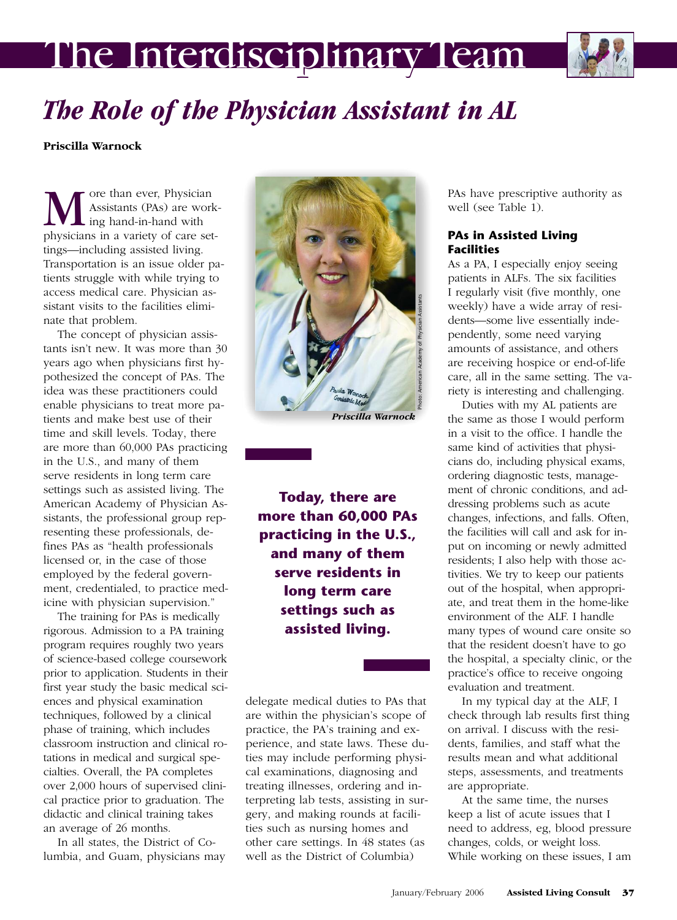# The Interdisciplinary Team

## The Role of the Physician Assistant in AL

**Priscilla Warnock**

More than ever, Physician Assistants (PAs) are working hand-in-hand with physicians in a variety of care settings—including assisted living. Transportation is an issue older patients struggle with while trying to access medical care. Physician assistant visits to the facilities eliminate that problem.

The concept of physician assistants isn't new. It was more than 30 years ago when physicians first hypothesized the concept of PAs. The idea was these practitioners could enable physicians to treat more patients and make best use of their time and skill levels. Today, there are more than 60,000 PAs practicing in the U.S., and many of them serve residents in long term care settings such as assisted living. The American Academy of Physician Assistants, the professional group representing these professionals, defines PAs as "health professionals licensed or, in the case of those employed by the federal government, credentialed, to practice medicine with physician supervision."

The training for PAs is medically rigorous. Admission to a PA training program requires roughly two years of science-based college coursework prior to application. Students in their first year study the basic medical sciences and physical examination techniques, followed by a clinical phase of training, which includes classroom instruction and clinical rotations in medical and surgical specialties. Overall, the PA completes over 2,000 hours of supervised clinical practice prior to graduation. The didactic and clinical training takes an average of 26 months.

In all states, the District of Columbia, and Guam, physicians may delegate medical duties to PAs that are within the physician's scope of practice, the PA's training and experience, and state laws. These duties may include performing physical examinations, diagnosing and treating illnesses, ordering and interpreting lab tests, assisting in surgery, and making rounds at facilities such as nursing homes and other care settings. In 48 states (as well as the District of Columbia) PAs have prescriptive authority as well (see Table 1).

Priscilla Warnock

Photo: American Academy of Physician Assistants

**Today, there are more than 60,000 PAs practicing in the U.S., and many of them serve residents in long term care settings such as assisted living.**

### PAs in Assisted Living Facilities

As a PA, I especially enjoy seeing patients in ALFs. The six facilities I regularly visit (five monthly, one weekly) have a wide array of residents—some live essentially independently, some need varying amounts of assistance, and others are receiving hospice or end-of-life care, all in the same setting. The variety is interesting and challenging.

Duties with my AL patients are the same as those I would perform in a visit to the office. I handle the same kind of activities that physicians do, including physical exams, ordering diagnostic tests, management of chronic conditions, and addressing problems such as acute changes, infections, and falls. Often, the facilities will call and ask for input on incoming or newly admitted residents; I also help with those activities. We try to keep our patients out of the hospital, when appropriate, and treat them in the home-like environment of the ALF. I handle many types of wound care onsite so that the resident doesn't have to go the hospital, a specialty clinic, or the practice's office to receive ongoing evaluation and treatment.

In my typical day at the ALF, I check through lab results first thing on arrival. I discuss with the residents, families, and staff what the results mean and what additional steps, assessments, and treatments are appropriate.

At the same time, the nurses keep a list of acute issues that I need to address, eg, blood pressure changes, colds, or weight loss. While working on these issues, I am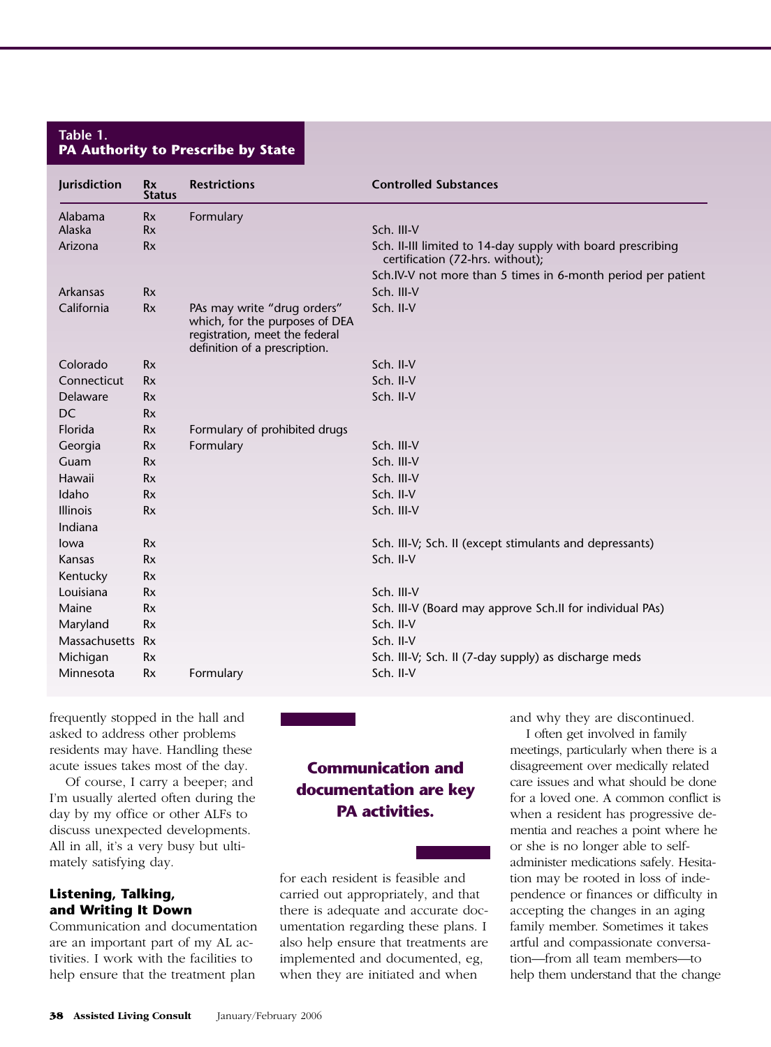**Table 1. PA Authority to Prescribe by State**

| Jurisdiction | Rx Status | Restrictions | Controlled Substances |
|---|---|---|---|
| Alabama | Rx | Formulary | |
| Alaska | Rx | | Sch. III-V |
| Arizona | Rx | | Sch. II-III limited to 14-day supply with board prescribing certification (72-hrs. without); Sch.IV-V not more than 5 times in 6-month period per patient |
| Arkansas | Rx | | Sch. III-V |
| California | Rx | PAs may write “drug orders” which, for the purposes of DEA registration, meet the federal definition of a prescription. | Sch. II-V |
| Colorado | Rx | | Sch. II-V |
| Connecticut | Rx | | Sch. II-V |
| Delaware | Rx | | Sch. II-V |
| DC | Rx | | |
| Florida | Rx | Formulary of prohibited drugs | |
| Georgia | Rx | Formulary | Sch. III-V |
| Guam | Rx | | Sch. III-V |
| Hawaii | Rx | | Sch. III-V |
| Idaho | Rx | | Sch. II-V |
| Illinois | Rx | | Sch. III-V |
| Indiana | | | |
| Iowa | Rx | | Sch. III-V; Sch. II (except stimulants and depressants) |
| Kansas | Rx | | Sch. II-V |
| Kentucky | Rx | | |
| Louisiana | Rx | | Sch. III-V |
| Maine | Rx | | Sch. III-V (Board may approve Sch.II for individual PAs) |
| Maryland | Rx | | Sch. II-V |
| Massachusetts | Rx | | Sch. II-V |
| Michigan | Rx | | Sch. III-V; Sch. II (7-day supply) as discharge meds |
| Minnesota | Rx | Formulary | Sch. II-V |

frequently stopped in the hall and asked to address other problems residents may have. Handling these acute issues takes most of the day.

Of course, I carry a beeper; and I'm usually alerted often during the day by my office or other ALFs to discuss unexpected developments. All in all, it's a very busy but ultimately satisfying day.

### Listening, Talking, and Writing It Down

Communication and documentation are an important part of my AL activities. I work with the facilities to help ensure that the treatment plan for each resident is feasible and carried out appropriately, and that there is adequate and accurate documentation regarding these plans. I also help ensure that treatments are implemented and documented, eg, when they are initiated and when and why they are discontinued.

**Communication and documentation are key PA activities.**

I often get involved in family meetings, particularly when there is a disagreement over medically related care issues and what should be done for a loved one. A common conflict is when a resident has progressive dementia and reaches a point where he or she is no longer able to self-administer medications safely. Hesitation may be rooted in loss of independence or finances or difficulty in accepting the changes in an aging family member. Sometimes it takes artful and compassionate conversation—from all team members—to help them understand that the change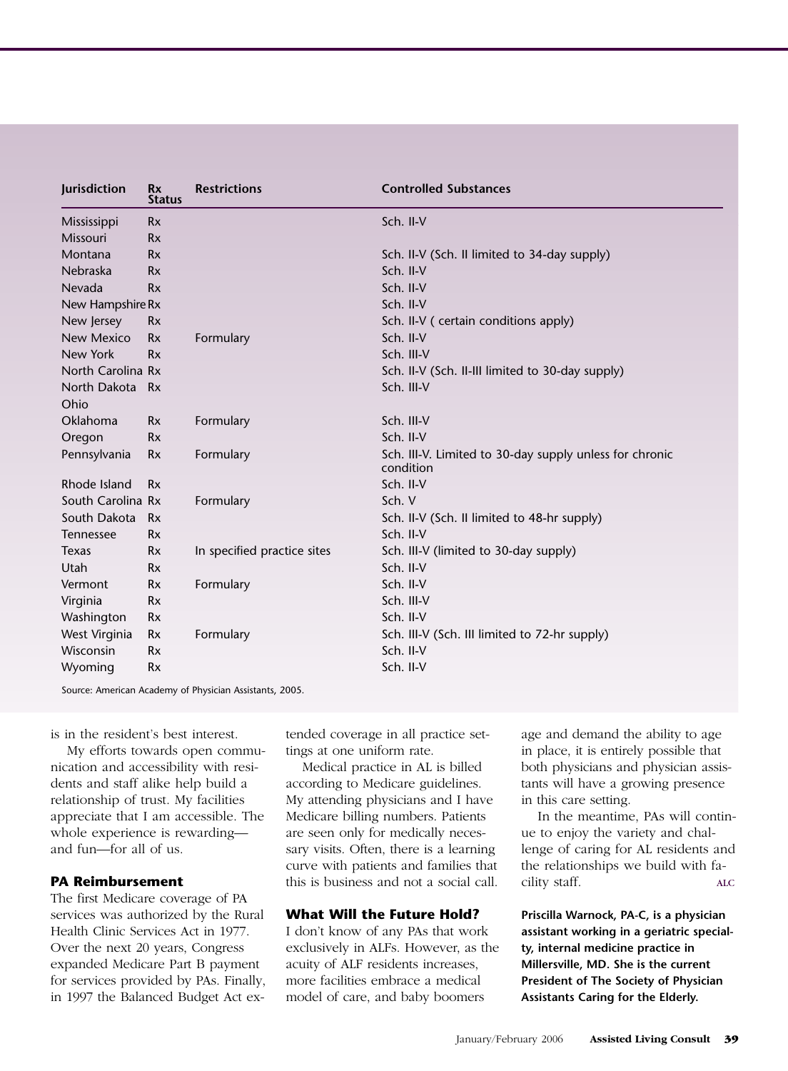| Jurisdiction | Rx Status | Restrictions | Controlled Substances |
|---|---|---|---|
| Mississippi | Rx | | Sch. II-V |
| Missouri | Rx | | |
| Montana | Rx | | Sch. II-V (Sch. II limited to 34-day supply) |
| Nebraska | Rx | | Sch. II-V |
| Nevada | Rx | | Sch. II-V |
| New Hampshire | Rx | | Sch. II-V |
| New Jersey | Rx | | Sch. II-V ( certain conditions apply) |
| New Mexico | Rx | Formulary | Sch. II-V |
| New York | Rx | | Sch. III-V |
| North Carolina | Rx | | Sch. II-V (Sch. II-III limited to 30-day supply) |
| North Dakota | Rx | | Sch. III-V |
| Ohio | | | |
| Oklahoma | Rx | Formulary | Sch. III-V |
| Oregon | Rx | | Sch. II-V |
| Pennsylvania | Rx | Formulary | Sch. III-V. Limited to 30-day supply unless for chronic condition |
| Rhode Island | Rx | | Sch. II-V |
| South Carolina | Rx | Formulary | Sch. V |
| South Dakota | Rx | | Sch. II-V (Sch. II limited to 48-hr supply) |
| Tennessee | Rx | | Sch. II-V |
| Texas | Rx | In specified practice sites | Sch. III-V (limited to 30-day supply) |
| Utah | Rx | | Sch. II-V |
| Vermont | Rx | Formulary | Sch. II-V |
| Virginia | Rx | | Sch. III-V |
| Washington | Rx | | Sch. II-V |
| West Virginia | Rx | Formulary | Sch. III-V (Sch. III limited to 72-hr supply) |
| Wisconsin | Rx | | Sch. II-V |
| Wyoming | Rx | | Sch. II-V |

Source: American Academy of Physician Assistants, 2005.

is in the resident's best interest.

My efforts towards open communication and accessibility with residents and staff alike help build a relationship of trust. My facilities appreciate that I am accessible. The whole experience is rewarding—and fun—for all of us.

### PA Reimbursement

The first Medicare coverage of PA services was authorized by the Rural Health Clinic Services Act in 1977. Over the next 20 years, Congress expanded Medicare Part B payment for services provided by PAs. Finally, in 1997 the Balanced Budget Act extended coverage in all practice settings at one uniform rate.

Medical practice in AL is billed according to Medicare guidelines. My attending physicians and I have Medicare billing numbers. Patients are seen only for medically necessary visits. Often, there is a learning curve with patients and families that this is business and not a social call.

### What Will the Future Hold?

I don't know of any PAs that work exclusively in ALFs. However, as the acuity of ALF residents increases, more facilities embrace a medical model of care, and baby boomers age and demand the ability to age in place, it is entirely possible that both physicians and physician assistants will have a growing presence in this care setting.

In the meantime, PAs will continue to enjoy the variety and challenge of caring for AL residents and the relationships we build with facility staff. ALC

**Priscilla Warnock, PA-C, is a physician assistant working in a geriatric specialty, internal medicine practice in Millersville, MD. She is the current President of The Society of Physician Assistants Caring for the Elderly.**